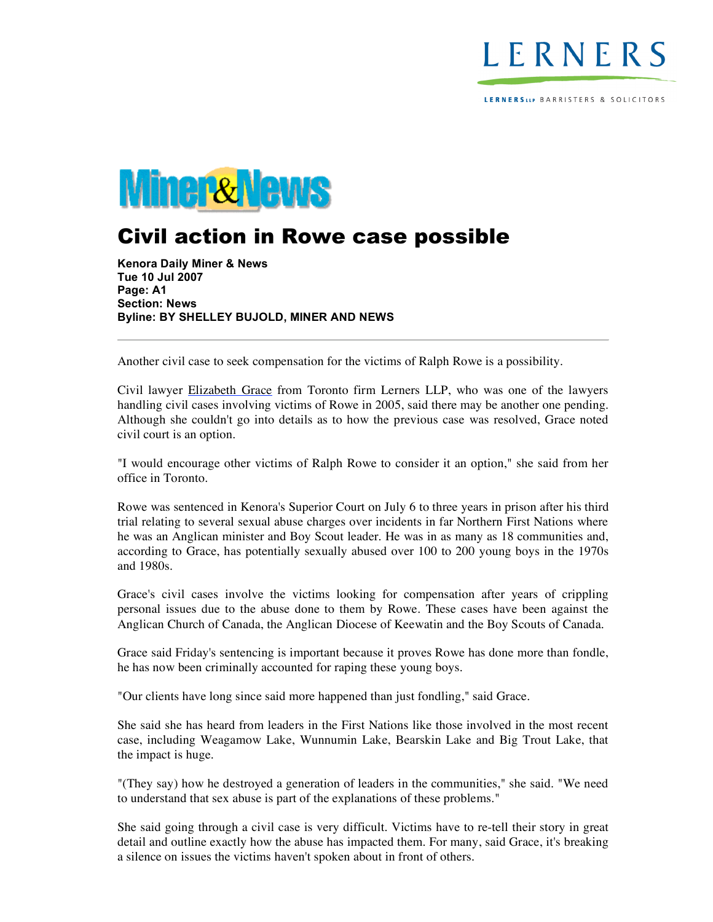LERNERS

LERNERS LLP BARRISTERS & SOLICITORS

Miner&News

# Civil action in Rowe case possible

**Kenora Daily Miner & News**
**Tue 10 Jul 2007**
**Page: A1**
**Section: News**
**Byline: BY SHELLEY BUJOLD, MINER AND NEWS**

---

Another civil case to seek compensation for the victims of Ralph Rowe is a possibility.

Civil lawyer Elizabeth Grace from Toronto firm Lerners LLP, who was one of the lawyers handling civil cases involving victims of Rowe in 2005, said there may be another one pending. Although she couldn't go into details as to how the previous case was resolved, Grace noted civil court is an option.

"I would encourage other victims of Ralph Rowe to consider it an option," she said from her office in Toronto.

Rowe was sentenced in Kenora's Superior Court on July 6 to three years in prison after his third trial relating to several sexual abuse charges over incidents in far Northern First Nations where he was an Anglican minister and Boy Scout leader. He was in as many as 18 communities and, according to Grace, has potentially sexually abused over 100 to 200 young boys in the 1970s and 1980s.

Grace's civil cases involve the victims looking for compensation after years of crippling personal issues due to the abuse done to them by Rowe. These cases have been against the Anglican Church of Canada, the Anglican Diocese of Keewatin and the Boy Scouts of Canada.

Grace said Friday's sentencing is important because it proves Rowe has done more than fondle, he has now been criminally accounted for raping these young boys.

"Our clients have long since said more happened than just fondling," said Grace.

She said she has heard from leaders in the First Nations like those involved in the most recent case, including Weagamow Lake, Wunnumin Lake, Bearskin Lake and Big Trout Lake, that the impact is huge.

"(They say) how he destroyed a generation of leaders in the communities," she said. "We need to understand that sex abuse is part of the explanations of these problems."

She said going through a civil case is very difficult. Victims have to re-tell their story in great detail and outline exactly how the abuse has impacted them. For many, said Grace, it's breaking a silence on issues the victims haven't spoken about in front of others.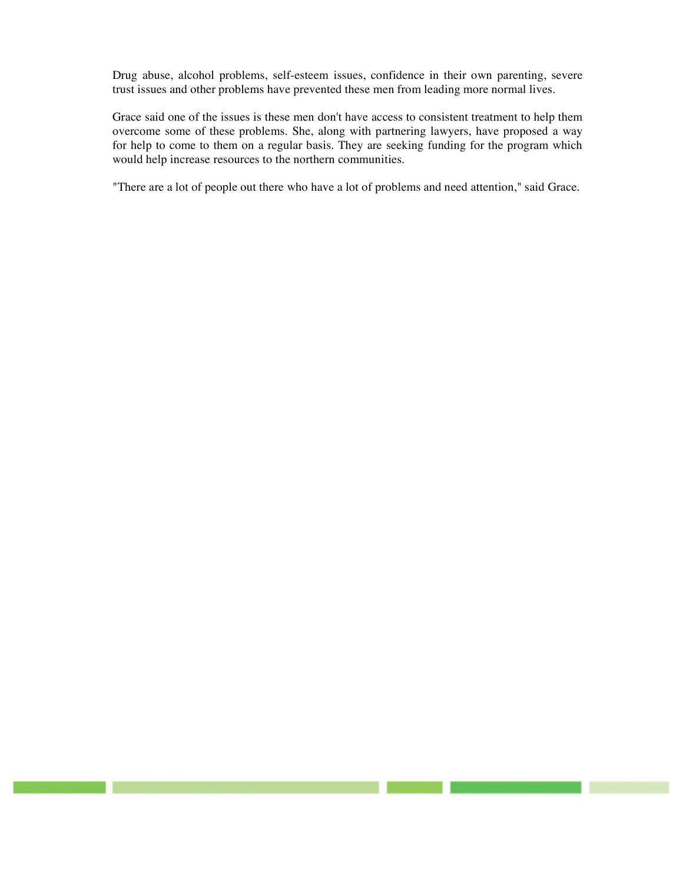Drug abuse, alcohol problems, self-esteem issues, confidence in their own parenting, severe trust issues and other problems have prevented these men from leading more normal lives.

Grace said one of the issues is these men don't have access to consistent treatment to help them overcome some of these problems. She, along with partnering lawyers, have proposed a way for help to come to them on a regular basis. They are seeking funding for the program which would help increase resources to the northern communities.

"There are a lot of people out there who have a lot of problems and need attention," said Grace.